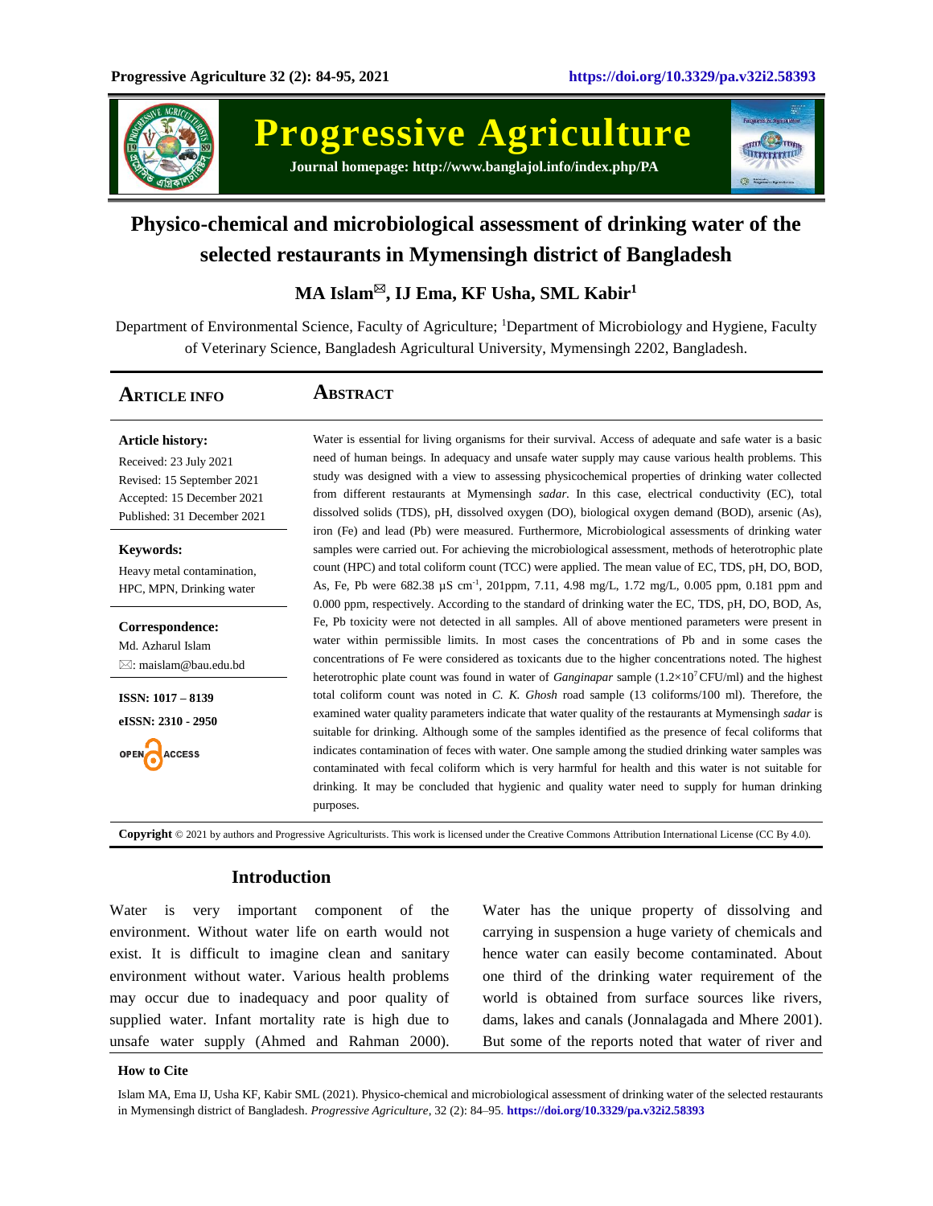# Physico-chemical and microbiological assessment of drinking water of the selected restaurants in Mymensingh district of Bangladesh

**MA Islam, IJ Ema, KF Usha, SML Kabir[1]**

Department of Environmental Science, Faculty of Agriculture; [1]Department of Microbiology and Hygiene, Faculty of Veterinary Science, Bangladesh Agricultural University, Mymensingh 2202, Bangladesh.

## Article Info

**Article history:**

Received: 23 July 2021

Revised: 15 September 2021

Accepted: 15 December 2021

Published: 31 December 2021

**Keywords:**

Heavy metal contamination, HPC, MPN, Drinking water

**Correspondence:**

Md. Azharul Islam

✉: maislam@bau.edu.bd

**ISSN: 1017 – 8139**

**eISSN: 2310 - 2950**

OPEN ACCESS

## Abstract

Water is essential for living organisms for their survival. Access of adequate and safe water is a basic need of human beings. In adequacy and unsafe water supply may cause various health problems. This study was designed with a view to assessing physicochemical properties of drinking water collected from different restaurants at Mymensingh *sadar*. In this case, electrical conductivity (EC), total dissolved solids (TDS), pH, dissolved oxygen (DO), biological oxygen demand (BOD), arsenic (As), iron (Fe) and lead (Pb) were measured. Furthermore, Microbiological assessments of drinking water samples were carried out. For achieving the microbiological assessment, methods of heterotrophic plate count (HPC) and total coliform count (TCC) were applied. The mean value of EC, TDS, pH, DO, BOD, As, Fe, Pb were 682.38 µS $cm^{-1}$, 201ppm, 7.11, 4.98 mg/L, 1.72 mg/L, 0.005 ppm, 0.181 ppm and 0.000 ppm, respectively. According to the standard of drinking water the EC, TDS, pH, DO, BOD, As, Fe, Pb toxicity were not detected in all samples. All of above mentioned parameters were present in water within permissible limits. In most cases the concentrations of Pb and in some cases the concentrations of Fe were considered as toxicants due to the higher concentrations noted. The highest heterotrophic plate count was found in water of *Ganginapar* sample ($1.2\times10^{7}$ CFU/ml) and the highest total coliform count was noted in *C. K. Ghosh* road sample (13 coliforms/100 ml). Therefore, the examined water quality parameters indicate that water quality of the restaurants at Mymensingh *sadar* is suitable for drinking. Although some of the samples identified as the presence of fecal coliforms that indicates contamination of feces with water. One sample among the studied drinking water samples was contaminated with fecal coliform which is very harmful for health and this water is not suitable for drinking. It may be concluded that hygienic and quality water need to supply for human drinking purposes.

**Copyright** © 2021 by authors and Progressive Agriculturists. This work is licensed under the Creative Commons Attribution International License (CC By 4.0).

## Introduction

Water is very important component of the environment. Without water life on earth would not exist. It is difficult to imagine clean and sanitary environment without water. Various health problems may occur due to inadequacy and poor quality of supplied water. Infant mortality rate is high due to unsafe water supply (Ahmed and Rahman 2000). Water has the unique property of dissolving and carrying in suspension a huge variety of chemicals and hence water can easily become contaminated. About one third of the drinking water requirement of the world is obtained from surface sources like rivers, dams, lakes and canals (Jonnalagada and Mhere 2001). But some of the reports noted that water of river and

**How to Cite**

Islam MA, Ema IJ, Usha KF, Kabir SML (2021). Physico-chemical and microbiological assessment of drinking water of the selected restaurants in Mymensingh district of Bangladesh. *Progressive Agriculture*, 32 (2): 84–95. **https://doi.org/10.3329/pa.v32i2.58393**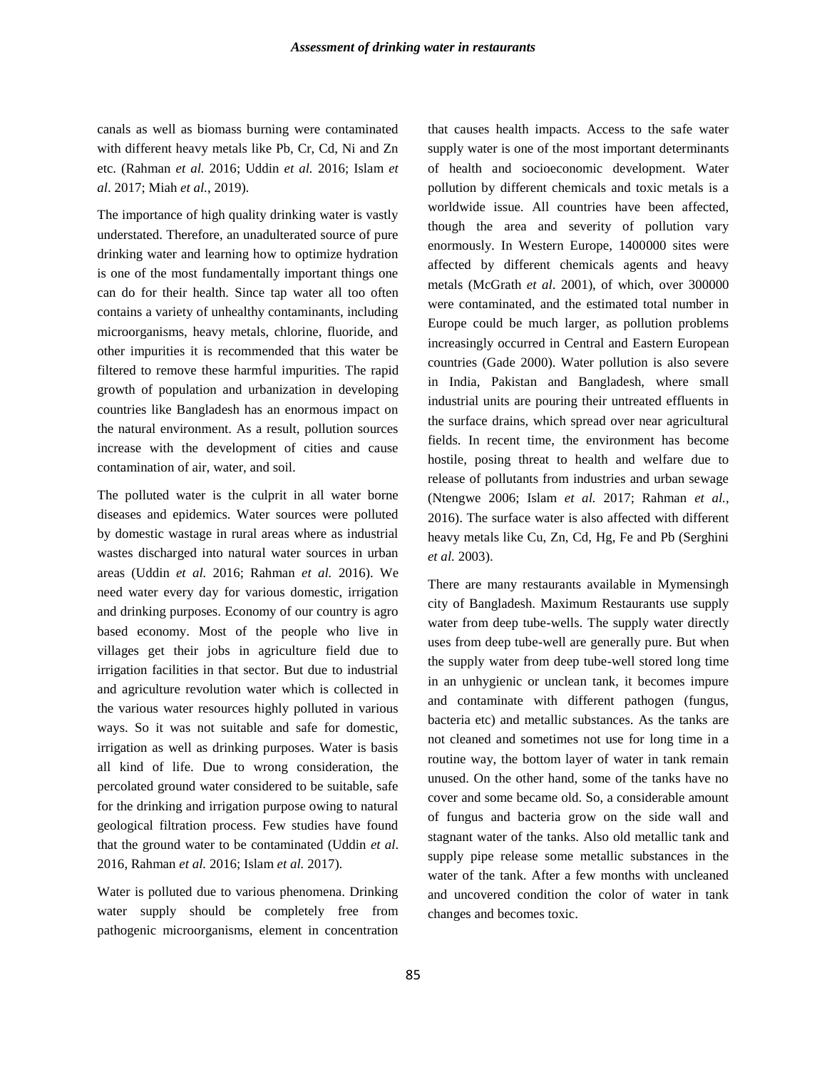canals as well as biomass burning were contaminated with different heavy metals like Pb, Cr, Cd, Ni and Zn etc. (Rahman *et al.* 2016; Uddin *et al.* 2016; Islam *et al*. 2017; Miah *et al.*, 2019).

The importance of high quality drinking water is vastly understated. Therefore, an unadulterated source of pure drinking water and learning how to optimize hydration is one of the most fundamentally important things one can do for their health. Since tap water all too often contains a variety of unhealthy contaminants, including microorganisms, heavy metals, chlorine, fluoride, and other impurities it is recommended that this water be filtered to remove these harmful impurities. The rapid growth of population and urbanization in developing countries like Bangladesh has an enormous impact on the natural environment. As a result, pollution sources increase with the development of cities and cause contamination of air, water, and soil.

The polluted water is the culprit in all water borne diseases and epidemics. Water sources were polluted by domestic wastage in rural areas where as industrial wastes discharged into natural water sources in urban areas (Uddin *et al.* 2016; Rahman *et al.* 2016). We need water every day for various domestic, irrigation and drinking purposes. Economy of our country is agro based economy. Most of the people who live in villages get their jobs in agriculture field due to irrigation facilities in that sector. But due to industrial and agriculture revolution water which is collected in the various water resources highly polluted in various ways. So it was not suitable and safe for domestic, irrigation as well as drinking purposes. Water is basis all kind of life. Due to wrong consideration, the percolated ground water considered to be suitable, safe for the drinking and irrigation purpose owing to natural geological filtration process. Few studies have found that the ground water to be contaminated (Uddin *et al*. 2016, Rahman *et al.* 2016; Islam *et al.* 2017).

Water is polluted due to various phenomena. Drinking water supply should be completely free from pathogenic microorganisms, element in concentration that causes health impacts. Access to the safe water supply water is one of the most important determinants of health and socioeconomic development. Water pollution by different chemicals and toxic metals is a worldwide issue. All countries have been affected, though the area and severity of pollution vary enormously. In Western Europe, 1400000 sites were affected by different chemicals agents and heavy metals (McGrath *et al*. 2001), of which, over 300000 were contaminated, and the estimated total number in Europe could be much larger, as pollution problems increasingly occurred in Central and Eastern European countries (Gade 2000). Water pollution is also severe in India, Pakistan and Bangladesh, where small industrial units are pouring their untreated effluents in the surface drains, which spread over near agricultural fields. In recent time, the environment has become hostile, posing threat to health and welfare due to release of pollutants from industries and urban sewage (Ntengwe 2006; Islam *et al.* 2017; Rahman *et al.*, 2016). The surface water is also affected with different heavy metals like Cu, Zn, Cd, Hg, Fe and Pb (Serghini *et al.* 2003).

There are many restaurants available in Mymensingh city of Bangladesh. Maximum Restaurants use supply water from deep tube-wells. The supply water directly uses from deep tube-well are generally pure. But when the supply water from deep tube-well stored long time in an unhygienic or unclean tank, it becomes impure and contaminate with different pathogen (fungus, bacteria etc) and metallic substances. As the tanks are not cleaned and sometimes not use for long time in a routine way, the bottom layer of water in tank remain unused. On the other hand, some of the tanks have no cover and some became old. So, a considerable amount of fungus and bacteria grow on the side wall and stagnant water of the tanks. Also old metallic tank and supply pipe release some metallic substances in the water of the tank. After a few months with uncleaned and uncovered condition the color of water in tank changes and becomes toxic.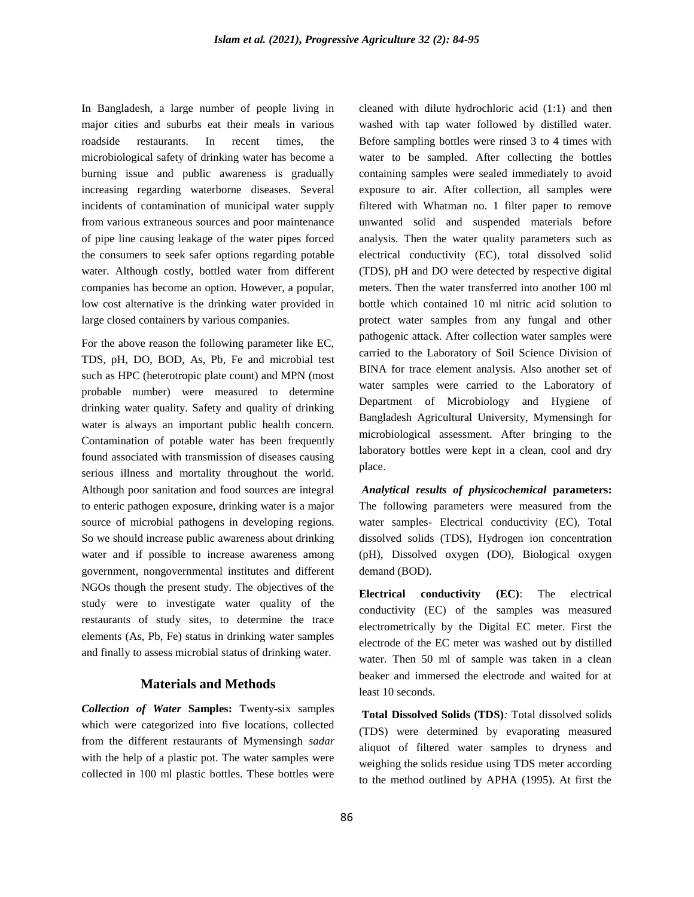In Bangladesh, a large number of people living in major cities and suburbs eat their meals in various roadside restaurants. In recent times, the microbiological safety of drinking water has become a burning issue and public awareness is gradually increasing regarding waterborne diseases. Several incidents of contamination of municipal water supply from various extraneous sources and poor maintenance of pipe line causing leakage of the water pipes forced the consumers to seek safer options regarding potable water. Although costly, bottled water from different companies has become an option. However, a popular, low cost alternative is the drinking water provided in large closed containers by various companies.

For the above reason the following parameter like EC, TDS, pH, DO, BOD, As, Pb, Fe and microbial test such as HPC (heterotropic plate count) and MPN (most probable number) were measured to determine drinking water quality. Safety and quality of drinking water is always an important public health concern. Contamination of potable water has been frequently found associated with transmission of diseases causing serious illness and mortality throughout the world. Although poor sanitation and food sources are integral to enteric pathogen exposure, drinking water is a major source of microbial pathogens in developing regions. So we should increase public awareness about drinking water and if possible to increase awareness among government, nongovernmental institutes and different NGOs though the present study. The objectives of the study were to investigate water quality of the restaurants of study sites, to determine the trace elements (As, Pb, Fe) status in drinking water samples and finally to assess microbial status of drinking water.

## Materials and Methods

***Collection of Water* Samples:** Twenty-six samples which were categorized into five locations, collected from the different restaurants of Mymensingh *sadar* with the help of a plastic pot. The water samples were collected in 100 ml plastic bottles. These bottles were cleaned with dilute hydrochloric acid (1:1) and then washed with tap water followed by distilled water. Before sampling bottles were rinsed 3 to 4 times with water to be sampled. After collecting the bottles containing samples were sealed immediately to avoid exposure to air. After collection, all samples were filtered with Whatman no. 1 filter paper to remove unwanted solid and suspended materials before analysis. Then the water quality parameters such as electrical conductivity (EC), total dissolved solid (TDS), pH and DO were detected by respective digital meters. Then the water transferred into another 100 ml bottle which contained 10 ml nitric acid solution to protect water samples from any fungal and other pathogenic attack. After collection water samples were carried to the Laboratory of Soil Science Division of BINA for trace element analysis. Also another set of water samples were carried to the Laboratory of Department of Microbiology and Hygiene of Bangladesh Agricultural University, Mymensingh for microbiological assessment. After bringing to the laboratory bottles were kept in a clean, cool and dry place.

***Analytical results of physicochemical* parameters:** The following parameters were measured from the water samples- Electrical conductivity (EC), Total dissolved solids (TDS), Hydrogen ion concentration (pH), Dissolved oxygen (DO), Biological oxygen demand (BOD).

**Electrical conductivity (EC)**: The electrical conductivity (EC) of the samples was measured electrometrically by the Digital EC meter. First the electrode of the EC meter was washed out by distilled water. Then 50 ml of sample was taken in a clean beaker and immersed the electrode and waited for at least 10 seconds.

**Total Dissolved Solids (TDS)***:* Total dissolved solids (TDS) were determined by evaporating measured aliquot of filtered water samples to dryness and weighing the solids residue using TDS meter according to the method outlined by APHA (1995). At first the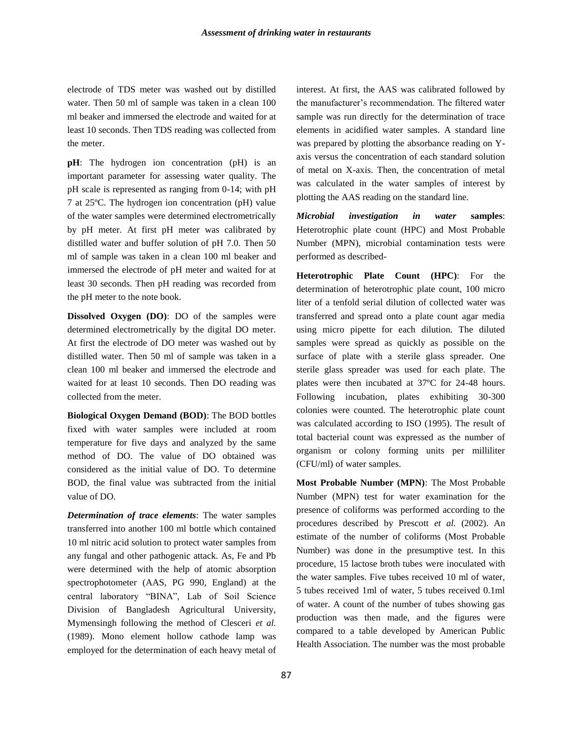electrode of TDS meter was washed out by distilled water. Then 50 ml of sample was taken in a clean 100 ml beaker and immersed the electrode and waited for at least 10 seconds. Then TDS reading was collected from the meter.

**pH**: The hydrogen ion concentration (pH) is an important parameter for assessing water quality. The pH scale is represented as ranging from 0-14; with pH 7 at 25ºC. The hydrogen ion concentration (pH) value of the water samples were determined electrometrically by pH meter. At first pH meter was calibrated by distilled water and buffer solution of pH 7.0. Then 50 ml of sample was taken in a clean 100 ml beaker and immersed the electrode of pH meter and waited for at least 30 seconds. Then pH reading was recorded from the pH meter to the note book.

**Dissolved Oxygen (DO)**: DO of the samples were determined electrometrically by the digital DO meter. At first the electrode of DO meter was washed out by distilled water. Then 50 ml of sample was taken in a clean 100 ml beaker and immersed the electrode and waited for at least 10 seconds. Then DO reading was collected from the meter.

**Biological Oxygen Demand (BOD)**: The BOD bottles fixed with water samples were included at room temperature for five days and analyzed by the same method of DO. The value of DO obtained was considered as the initial value of DO. To determine BOD, the final value was subtracted from the initial value of DO.

***Determination of trace elements***: The water samples transferred into another 100 ml bottle which contained 10 ml nitric acid solution to protect water samples from any fungal and other pathogenic attack. As, Fe and Pb were determined with the help of atomic absorption spectrophotometer (AAS, PG 990, England) at the central laboratory "BINA", Lab of Soil Science Division of Bangladesh Agricultural University, Mymensingh following the method of Clesceri *et al.* (1989). Mono element hollow cathode lamp was employed for the determination of each heavy metal of interest. At first, the AAS was calibrated followed by the manufacturer's recommendation. The filtered water sample was run directly for the determination of trace elements in acidified water samples. A standard line was prepared by plotting the absorbance reading on Y-axis versus the concentration of each standard solution of metal on X-axis. Then, the concentration of metal was calculated in the water samples of interest by plotting the AAS reading on the standard line.

***Microbial investigation in water* samples**: Heterotrophic plate count (HPC) and Most Probable Number (MPN), microbial contamination tests were performed as described-

**Heterotrophic Plate Count (HPC)**: For the determination of heterotrophic plate count, 100 micro liter of a tenfold serial dilution of collected water was transferred and spread onto a plate count agar media using micro pipette for each dilution. The diluted samples were spread as quickly as possible on the surface of plate with a sterile glass spreader. One sterile glass spreader was used for each plate. The plates were then incubated at 37ºC for 24-48 hours. Following incubation, plates exhibiting 30-300 colonies were counted. The heterotrophic plate count was calculated according to ISO (1995). The result of total bacterial count was expressed as the number of organism or colony forming units per milliliter (CFU/ml) of water samples.

**Most Probable Number (MPN)**: The Most Probable Number (MPN) test for water examination for the presence of coliforms was performed according to the procedures described by Prescott *et al.* (2002). An estimate of the number of coliforms (Most Probable Number) was done in the presumptive test. In this procedure, 15 lactose broth tubes were inoculated with the water samples. Five tubes received 10 ml of water, 5 tubes received 1ml of water, 5 tubes received 0.1ml of water. A count of the number of tubes showing gas production was then made, and the figures were compared to a table developed by American Public Health Association. The number was the most probable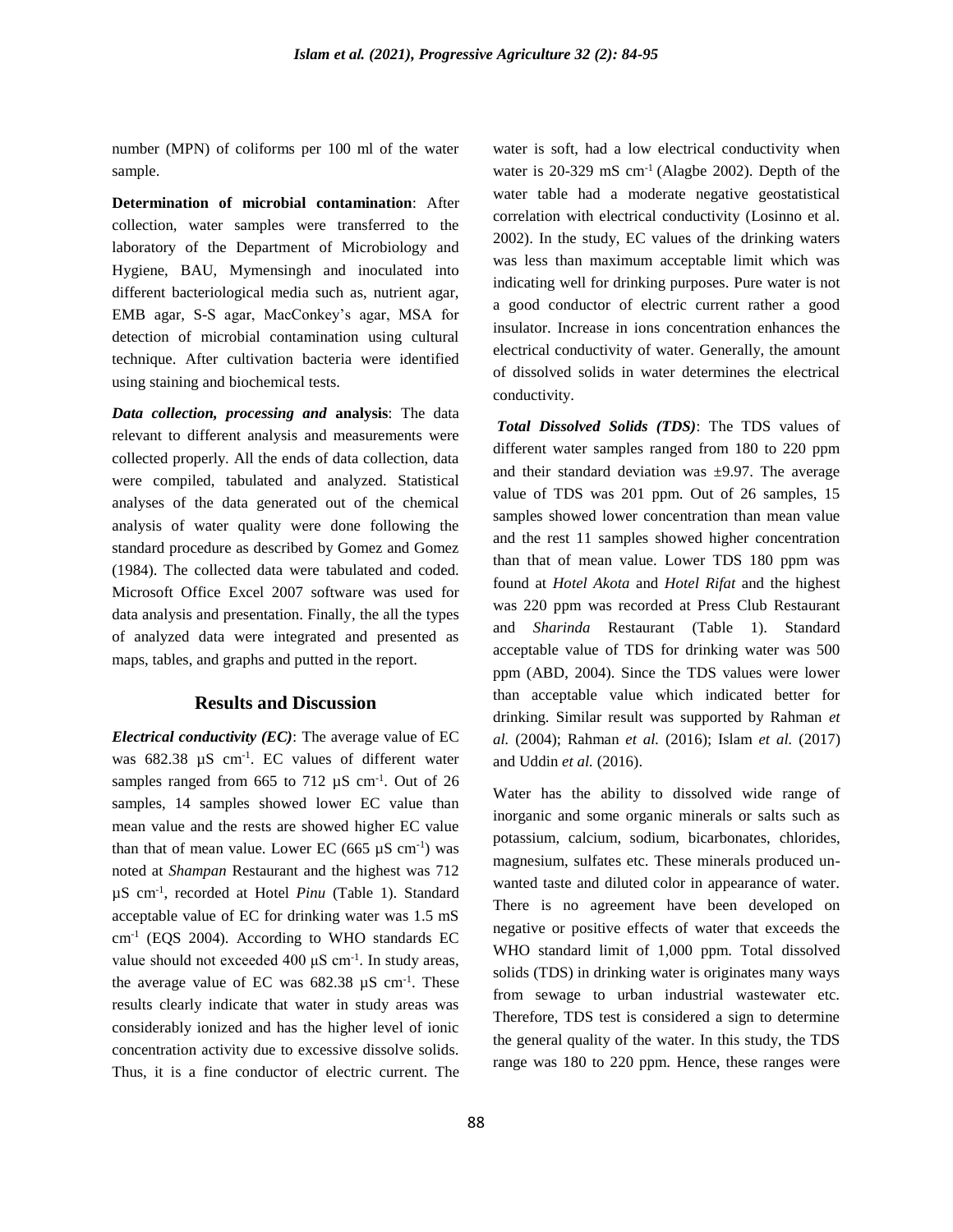number (MPN) of coliforms per 100 ml of the water sample.

**Determination of microbial contamination**: After collection, water samples were transferred to the laboratory of the Department of Microbiology and Hygiene, BAU, Mymensingh and inoculated into different bacteriological media such as, nutrient agar, EMB agar, S-S agar, MacConkey's agar, MSA for detection of microbial contamination using cultural technique. After cultivation bacteria were identified using staining and biochemical tests.

***Data collection, processing and* analysis**: The data relevant to different analysis and measurements were collected properly. All the ends of data collection, data were compiled, tabulated and analyzed. Statistical analyses of the data generated out of the chemical analysis of water quality were done following the standard procedure as described by Gomez and Gomez (1984). The collected data were tabulated and coded. Microsoft Office Excel 2007 software was used for data analysis and presentation. Finally, the all the types of analyzed data were integrated and presented as maps, tables, and graphs and putted in the report.

## Results and Discussion

***Electrical conductivity (EC)***: The average value of EC was 682.38 µS $cm^{-1}$. EC values of different water samples ranged from 665 to 712 µS $cm^{-1}$. Out of 26 samples, 14 samples showed lower EC value than mean value and the rests are showed higher EC value than that of mean value. Lower EC (665 µS $cm^{-1}$) was noted at *Shampan* Restaurant and the highest was 712 µS $cm^{-1}$, recorded at Hotel *Pinu* (Table 1). Standard acceptable value of EC for drinking water was 1.5 mS $cm^{-1}$ (EQS 2004). According to WHO standards EC value should not exceeded 400 µS $cm^{-1}$. In study areas, the average value of EC was 682.38 µS $cm^{-1}$. These results clearly indicate that water in study areas was considerably ionized and has the higher level of ionic concentration activity due to excessive dissolve solids. Thus, it is a fine conductor of electric current. The water is soft, had a low electrical conductivity when water is 20-329 mS $cm^{-1}$ (Alagbe 2002). Depth of the water table had a moderate negative geostatistical correlation with electrical conductivity (Losinno et al. 2002). In the study, EC values of the drinking waters was less than maximum acceptable limit which was indicating well for drinking purposes. Pure water is not a good conductor of electric current rather a good insulator. Increase in ions concentration enhances the electrical conductivity of water. Generally, the amount of dissolved solids in water determines the electrical conductivity.

***Total Dissolved Solids (TDS)***: The TDS values of different water samples ranged from 180 to 220 ppm and their standard deviation was ±9.97. The average value of TDS was 201 ppm. Out of 26 samples, 15 samples showed lower concentration than mean value and the rest 11 samples showed higher concentration than that of mean value. Lower TDS 180 ppm was found at *Hotel Akota* and *Hotel Rifat* and the highest was 220 ppm was recorded at Press Club Restaurant and *Sharinda* Restaurant (Table 1). Standard acceptable value of TDS for drinking water was 500 ppm (ABD, 2004). Since the TDS values were lower than acceptable value which indicated better for drinking. Similar result was supported by Rahman *et al.* (2004); Rahman *et al.* (2016); Islam *et al.* (2017) and Uddin *et al.* (2016).

Water has the ability to dissolved wide range of inorganic and some organic minerals or salts such as potassium, calcium, sodium, bicarbonates, chlorides, magnesium, sulfates etc. These minerals produced un-wanted taste and diluted color in appearance of water. There is no agreement have been developed on negative or positive effects of water that exceeds the WHO standard limit of 1,000 ppm. Total dissolved solids (TDS) in drinking water is originates many ways from sewage to urban industrial wastewater etc. Therefore, TDS test is considered a sign to determine the general quality of the water. In this study, the TDS range was 180 to 220 ppm. Hence, these ranges were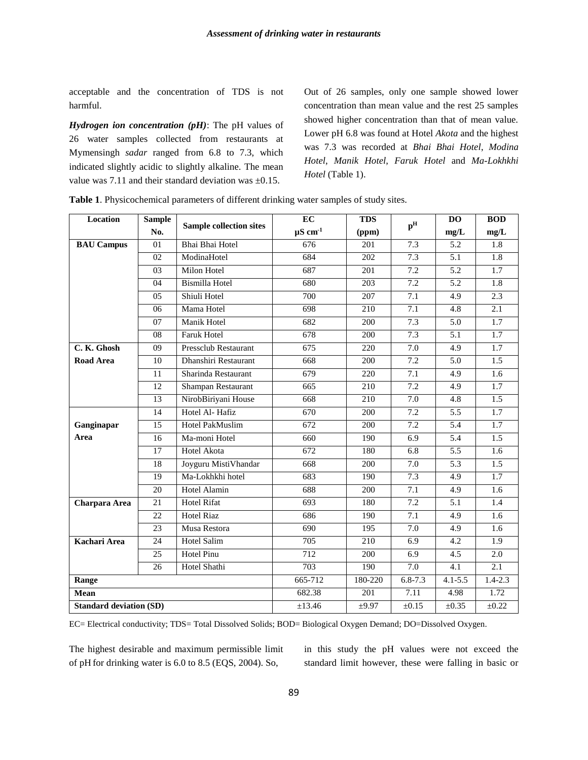acceptable and the concentration of TDS is not harmful.

***Hydrogen ion concentration (pH)***: The pH values of 26 water samples collected from restaurants at Mymensingh *sadar* ranged from 6.8 to 7.3, which indicated slightly acidic to slightly alkaline. The mean value was 7.11 and their standard deviation was ±0.15. Out of 26 samples, only one sample showed lower concentration than mean value and the rest 25 samples showed higher concentration than that of mean value. Lower pH 6.8 was found at Hotel *Akota* and the highest was 7.3 was recorded at *Bhai Bhai Hotel*, *Modina Hotel*, *Manik Hotel*, *Faruk Hotel* and *Ma-Lokhkhi Hotel* (Table 1).

**Table 1**. Physicochemical parameters of different drinking water samples of study sites.

| Location | Sample No. | Sample collection sites | EC $\mu S\ cm^{-1}$ | TDS (ppm) | $p^H$ | DO mg/L | BOD mg/L |
|---|---|---|---|---|---|---|---|
| **BAU Campus** | 01 | Bhai Bhai Hotel | 676 | 201 | 7.3 | 5.2 | 1.8 |
| | 02 | ModinaHotel | 684 | 202 | 7.3 | 5.1 | 1.8 |
| | 03 | Milon Hotel | 687 | 201 | 7.2 | 5.2 | 1.7 |
| | 04 | Bismilla Hotel | 680 | 203 | 7.2 | 5.2 | 1.8 |
| | 05 | Shiuli Hotel | 700 | 207 | 7.1 | 4.9 | 2.3 |
| | 06 | Mama Hotel | 698 | 210 | 7.1 | 4.8 | 2.1 |
| | 07 | Manik Hotel | 682 | 200 | 7.3 | 5.0 | 1.7 |
| | 08 | Faruk Hotel | 678 | 200 | 7.3 | 5.1 | 1.7 |
| **C. K. Ghosh Road Area** | 09 | Pressclub Restaurant | 675 | 220 | 7.0 | 4.9 | 1.7 |
| | 10 | Dhanshiri Restaurant | 668 | 200 | 7.2 | 5.0 | 1.5 |
| | 11 | Sharinda Restaurant | 679 | 220 | 7.1 | 4.9 | 1.6 |
| | 12 | Shampan Restaurant | 665 | 210 | 7.2 | 4.9 | 1.7 |
| | 13 | NirobBiriyani House | 668 | 210 | 7.0 | 4.8 | 1.5 |
| **Ganginapar Area** | 14 | Hotel Al- Hafiz | 670 | 200 | 7.2 | 5.5 | 1.7 |
| | 15 | Hotel PakMuslim | 672 | 200 | 7.2 | 5.4 | 1.7 |
| | 16 | Ma-moni Hotel | 660 | 190 | 6.9 | 5.4 | 1.5 |
| | 17 | Hotel Akota | 672 | 180 | 6.8 | 5.5 | 1.6 |
| | 18 | Joyguru MistiVhandar | 668 | 200 | 7.0 | 5.3 | 1.5 |
| | 19 | Ma-Lokhkhi hotel | 683 | 190 | 7.3 | 4.9 | 1.7 |
| | 20 | Hotel Alamin | 688 | 200 | 7.1 | 4.9 | 1.6 |
| **Charpara Area** | 21 | Hotel Rifat | 693 | 180 | 7.2 | 5.1 | 1.4 |
| | 22 | Hotel Riaz | 686 | 190 | 7.1 | 4.9 | 1.6 |
| | 23 | Musa Restora | 690 | 195 | 7.0 | 4.9 | 1.6 |
| **Kachari Area** | 24 | Hotel Salim | 705 | 210 | 6.9 | 4.2 | 1.9 |
| | 25 | Hotel Pinu | 712 | 200 | 6.9 | 4.5 | 2.0 |
| | 26 | Hotel Shathi | 703 | 190 | 7.0 | 4.1 | 2.1 |
| **Range** | | | 665-712 | 180-220 | 6.8-7.3 | 4.1-5.5 | 1.4-2.3 |
| **Mean** | | | 682.38 | 201 | 7.11 | 4.98 | 1.72 |
| **Standard deviation (SD)** | | | ±13.46 | ±9.97 | ±0.15 | ±0.35 | ±0.22 |

EC= Electrical conductivity; TDS= Total Dissolved Solids; BOD= Biological Oxygen Demand; DO=Dissolved Oxygen.

The highest desirable and maximum permissible limit of pH for drinking water is 6.0 to 8.5 (EQS, 2004). So, in this study the pH values were not exceed the standard limit however, these were falling in basic or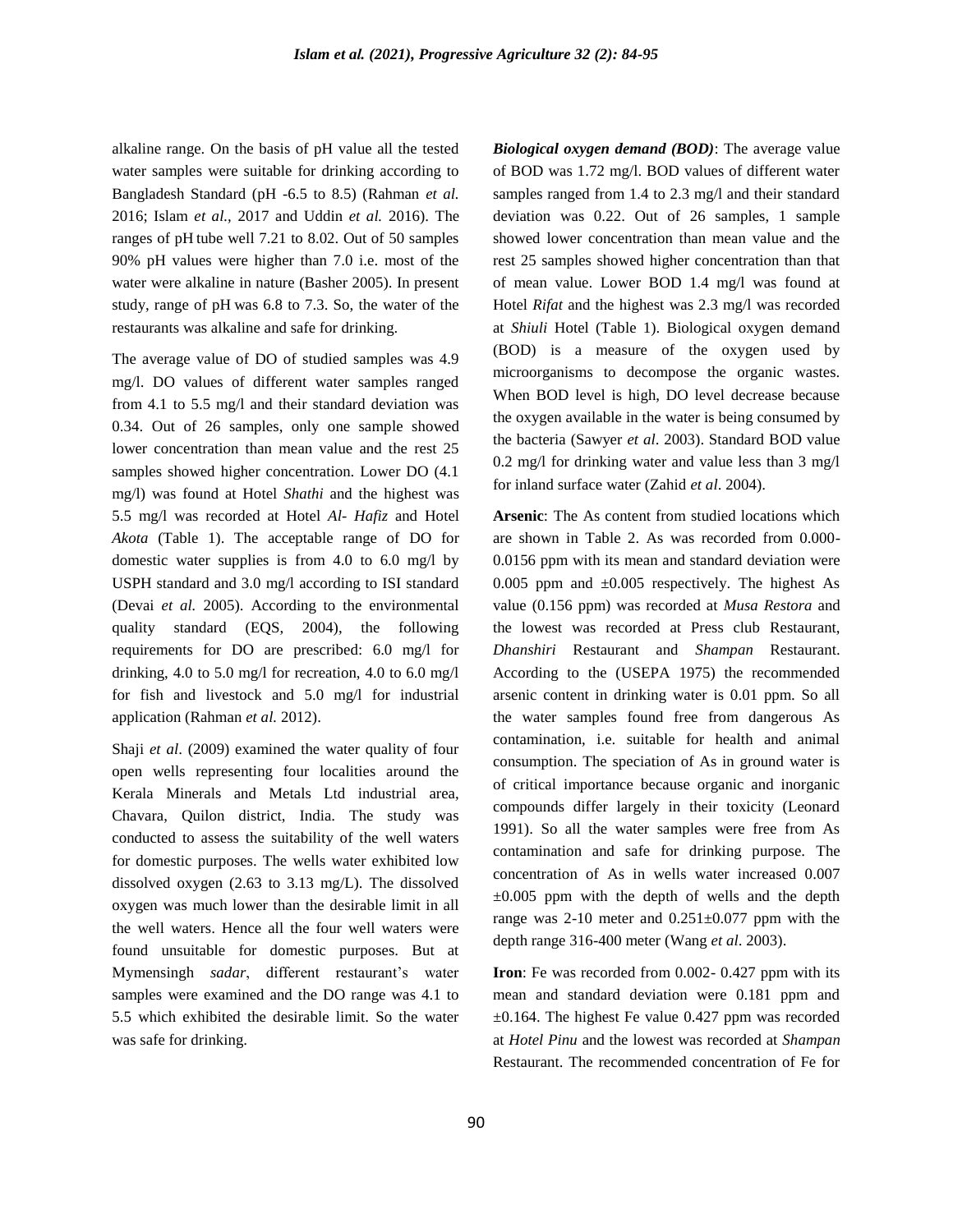alkaline range. On the basis of pH value all the tested water samples were suitable for drinking according to Bangladesh Standard (pH -6.5 to 8.5) (Rahman *et al.* 2016; Islam *et al.,* 2017 and Uddin *et al.* 2016). The ranges of pH tube well 7.21 to 8.02. Out of 50 samples 90% pH values were higher than 7.0 i.e. most of the water were alkaline in nature (Basher 2005). In present study, range of pH was 6.8 to 7.3. So, the water of the restaurants was alkaline and safe for drinking.

The average value of DO of studied samples was 4.9 mg/l. DO values of different water samples ranged from 4.1 to 5.5 mg/l and their standard deviation was 0.34. Out of 26 samples, only one sample showed lower concentration than mean value and the rest 25 samples showed higher concentration. Lower DO (4.1 mg/l) was found at Hotel *Shathi* and the highest was 5.5 mg/l was recorded at Hotel *Al- Hafiz* and Hotel *Akota* (Table 1). The acceptable range of DO for domestic water supplies is from 4.0 to 6.0 mg/l by USPH standard and 3.0 mg/l according to ISI standard (Devai *et al.* 2005). According to the environmental quality standard (EQS, 2004), the following requirements for DO are prescribed: 6.0 mg/l for drinking, 4.0 to 5.0 mg/l for recreation, 4.0 to 6.0 mg/l for fish and livestock and 5.0 mg/l for industrial application (Rahman *et al.* 2012).

Shaji *et al*. (2009) examined the water quality of four open wells representing four localities around the Kerala Minerals and Metals Ltd industrial area, Chavara, Quilon district, India. The study was conducted to assess the suitability of the well waters for domestic purposes. The wells water exhibited low dissolved oxygen (2.63 to 3.13 mg/L). The dissolved oxygen was much lower than the desirable limit in all the well waters. Hence all the four well waters were found unsuitable for domestic purposes. But at Mymensingh *sadar*, different restaurant's water samples were examined and the DO range was 4.1 to 5.5 which exhibited the desirable limit. So the water was safe for drinking.

***Biological oxygen demand (BOD)***: The average value of BOD was 1.72 mg/l. BOD values of different water samples ranged from 1.4 to 2.3 mg/l and their standard deviation was 0.22. Out of 26 samples, 1 sample showed lower concentration than mean value and the rest 25 samples showed higher concentration than that of mean value. Lower BOD 1.4 mg/l was found at Hotel *Rifat* and the highest was 2.3 mg/l was recorded at *Shiuli* Hotel (Table 1). Biological oxygen demand (BOD) is a measure of the oxygen used by microorganisms to decompose the organic wastes. When BOD level is high, DO level decrease because the oxygen available in the water is being consumed by the bacteria (Sawyer *et al*. 2003). Standard BOD value 0.2 mg/l for drinking water and value less than 3 mg/l for inland surface water (Zahid *et al*. 2004).

**Arsenic**: The As content from studied locations which are shown in Table 2. As was recorded from 0.000- 0.0156 ppm with its mean and standard deviation were 0.005 ppm and ±0.005 respectively. The highest As value (0.156 ppm) was recorded at *Musa Restora* and the lowest was recorded at Press club Restaurant, *Dhanshiri* Restaurant and *Shampan* Restaurant. According to the (USEPA 1975) the recommended arsenic content in drinking water is 0.01 ppm. So all the water samples found free from dangerous As contamination, i.e. suitable for health and animal consumption. The speciation of As in ground water is of critical importance because organic and inorganic compounds differ largely in their toxicity (Leonard 1991). So all the water samples were free from As contamination and safe for drinking purpose. The concentration of As in wells water increased 0.007 ±0.005 ppm with the depth of wells and the depth range was 2-10 meter and 0.251±0.077 ppm with the depth range 316-400 meter (Wang *et al*. 2003).

**Iron**: Fe was recorded from 0.002- 0.427 ppm with its mean and standard deviation were 0.181 ppm and ±0.164. The highest Fe value 0.427 ppm was recorded at *Hotel Pinu* and the lowest was recorded at *Shampan* Restaurant. The recommended concentration of Fe for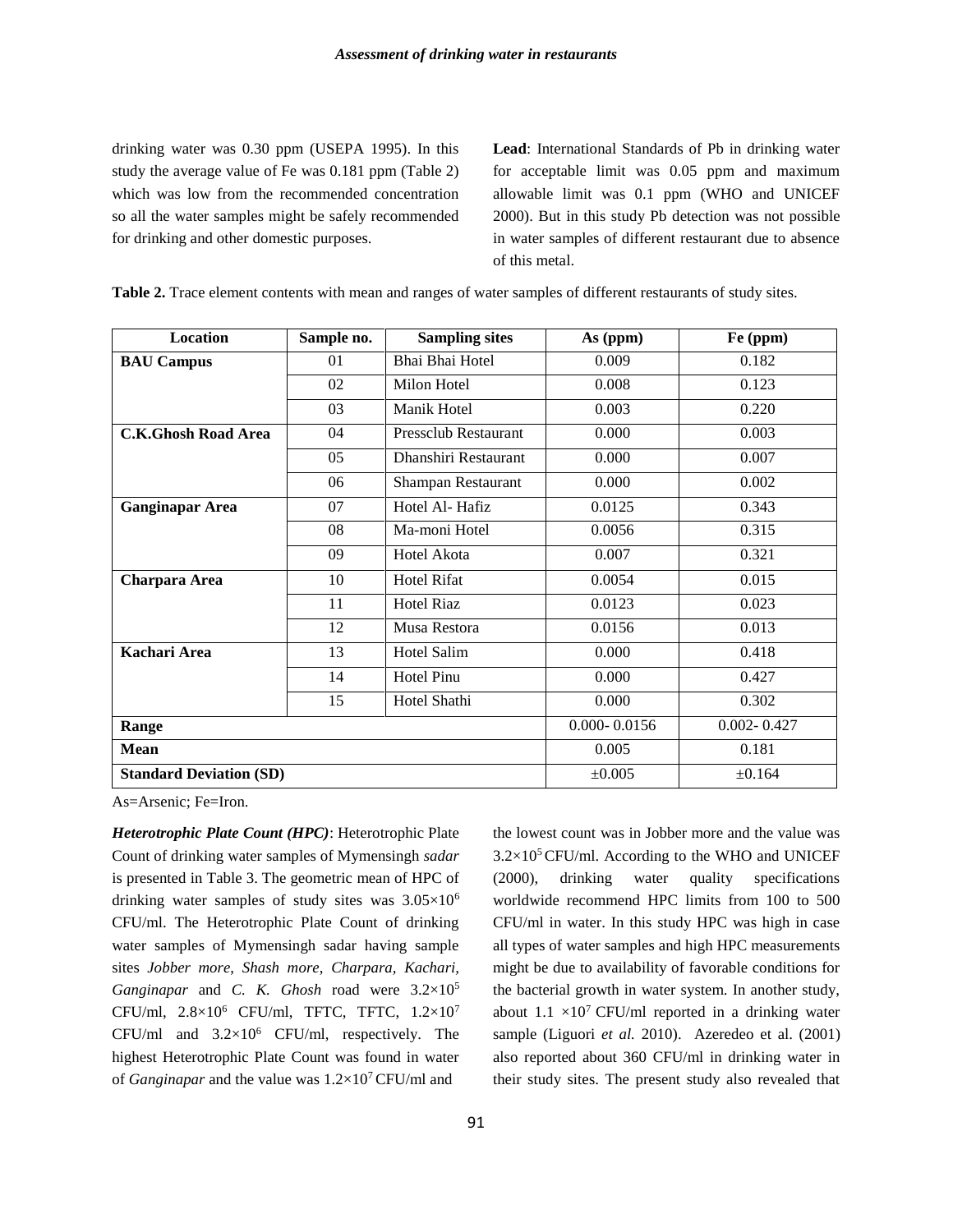drinking water was 0.30 ppm (USEPA 1995). In this study the average value of Fe was 0.181 ppm (Table 2) which was low from the recommended concentration so all the water samples might be safely recommended for drinking and other domestic purposes.

**Lead**: International Standards of Pb in drinking water for acceptable limit was 0.05 ppm and maximum allowable limit was 0.1 ppm (WHO and UNICEF 2000). But in this study Pb detection was not possible in water samples of different restaurant due to absence of this metal.

**Table 2.** Trace element contents with mean and ranges of water samples of different restaurants of study sites.

| Location | Sample no. | Sampling sites | As (ppm) | Fe (ppm) |
|---|---|---|---|---|
| **BAU Campus** | 01 | Bhai Bhai Hotel | 0.009 | 0.182 |
| | 02 | Milon Hotel | 0.008 | 0.123 |
| | 03 | Manik Hotel | 0.003 | 0.220 |
| **C.K.Ghosh Road Area** | 04 | Pressclub Restaurant | 0.000 | 0.003 |
| | 05 | Dhanshiri Restaurant | 0.000 | 0.007 |
| | 06 | Shampan Restaurant | 0.000 | 0.002 |
| **Ganginapar Area** | 07 | Hotel Al- Hafiz | 0.0125 | 0.343 |
| | 08 | Ma-moni Hotel | 0.0056 | 0.315 |
| | 09 | Hotel Akota | 0.007 | 0.321 |
| **Charpara Area** | 10 | Hotel Rifat | 0.0054 | 0.015 |
| | 11 | Hotel Riaz | 0.0123 | 0.023 |
| | 12 | Musa Restora | 0.0156 | 0.013 |
| **Kachari Area** | 13 | Hotel Salim | 0.000 | 0.418 |
| | 14 | Hotel Pinu | 0.000 | 0.427 |
| | 15 | Hotel Shathi | 0.000 | 0.302 |
| **Range** | | | 0.000- 0.0156 | 0.002- 0.427 |
| **Mean** | | | 0.005 | 0.181 |
| **Standard Deviation (SD)** | | | ±0.005 | ±0.164 |

As=Arsenic; Fe=Iron.

***Heterotrophic Plate Count (HPC)***: Heterotrophic Plate Count of drinking water samples of Mymensingh *sadar* is presented in Table 3. The geometric mean of HPC of drinking water samples of study sites was $3.05\times10^6$ CFU/ml. The Heterotrophic Plate Count of drinking water samples of Mymensingh sadar having sample sites *Jobber more*, *Shash more*, *Charpara, Kachari, Ganginapar* and *C. K. Ghosh* road were $3.2\times10^5$ CFU/ml, $2.8\times10^6$ CFU/ml, TFTC, TFTC, $1.2\times10^7$ CFU/ml and $3.2\times10^6$ CFU/ml, respectively. The highest Heterotrophic Plate Count was found in water of *Ganginapar* and the value was $1.2\times10^7$ CFU/ml and the lowest count was in Jobber more and the value was $3.2\times10^5$ CFU/ml. According to the WHO and UNICEF (2000), drinking water quality specifications worldwide recommend HPC limits from 100 to 500 CFU/ml in water. In this study HPC was high in case all types of water samples and high HPC measurements might be due to availability of favorable conditions for the bacterial growth in water system. In another study, about $1.1\times10^7$ CFU/ml reported in a drinking water sample (Liguori *et al.* 2010). Azeredeo et al. (2001) also reported about 360 CFU/ml in drinking water in their study sites. The present study also revealed that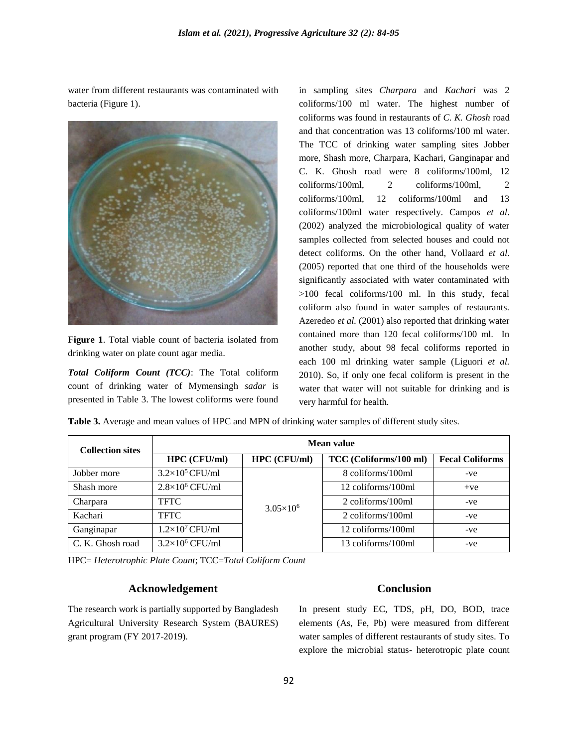water from different restaurants was contaminated with bacteria (Figure 1).

**Figure 1**. Total viable count of bacteria isolated from drinking water on plate count agar media.

***Total Coliform Count (TCC)***: The Total coliform count of drinking water of Mymensingh *sadar* is presented in Table 3. The lowest coliforms were found in sampling sites *Charpara* and *Kachari* was 2 coliforms/100 ml water. The highest number of coliforms was found in restaurants of *C. K. Ghosh* road and that concentration was 13 coliforms/100 ml water. The TCC of drinking water sampling sites Jobber more, Shash more, Charpara, Kachari, Ganginapar and C. K. Ghosh road were 8 coliforms/100ml, 12 coliforms/100ml, 2 coliforms/100ml, 2 coliforms/100ml, 12 coliforms/100ml and 13 coliforms/100ml water respectively. Campos *et al*. (2002) analyzed the microbiological quality of water samples collected from selected houses and could not detect coliforms. On the other hand, Vollaard *et al*. (2005) reported that one third of the households were significantly associated with water contaminated with >100 fecal coliforms/100 ml. In this study, fecal coliform also found in water samples of restaurants. Azeredeo *et al.* (2001) also reported that drinking water contained more than 120 fecal coliforms/100 ml. In another study, about 98 fecal coliforms reported in each 100 ml drinking water sample (Liguori *et al.* 2010). So, if only one fecal coliform is present in the water that water will not suitable for drinking and is very harmful for health.

**Table 3.** Average and mean values of HPC and MPN of drinking water samples of different study sites.

| Collection sites | Mean value | | | |
|---|---|---|---|---|
| | **HPC (CFU/ml)** | **HPC (CFU/ml)** | **TCC (Coliforms/100 ml)** | **Fecal Coliforms** |
| Jobber more | $3.2\times10^5$ CFU/ml | $3.05\times10^6$ | 8 coliforms/100ml | -ve |
| Shash more | $2.8\times10^6$ CFU/ml | | 12 coliforms/100ml | +ve |
| Charpara | TFTC | | 2 coliforms/100ml | -ve |
| Kachari | TFTC | | 2 coliforms/100ml | -ve |
| Ganginapar | $1.2\times10^7$ CFU/ml | | 12 coliforms/100ml | -ve |
| C. K. Ghosh road | $3.2\times10^6$ CFU/ml | | 13 coliforms/100ml | -ve |

HPC= *Heterotrophic Plate Count*; TCC=*Total Coliform Count*

## Acknowledgement

The research work is partially supported by Bangladesh Agricultural University Research System (BAURES) grant program (FY 2017-2019).

## Conclusion

In present study EC, TDS, pH, DO, BOD, trace elements (As, Fe, Pb) were measured from different water samples of different restaurants of study sites. To explore the microbial status- heterotropic plate count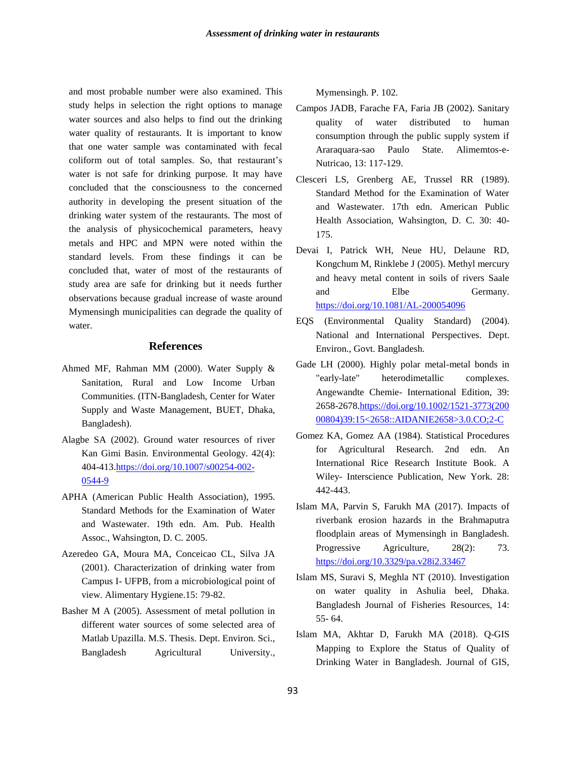and most probable number were also examined. This study helps in selection the right options to manage water sources and also helps to find out the drinking water quality of restaurants. It is important to know that one water sample was contaminated with fecal coliform out of total samples. So, that restaurant's water is not safe for drinking purpose. It may have concluded that the consciousness to the concerned authority in developing the present situation of the drinking water system of the restaurants. The most of the analysis of physicochemical parameters, heavy metals and HPC and MPN were noted within the standard levels. From these findings it can be concluded that, water of most of the restaurants of study area are safe for drinking but it needs further observations because gradual increase of waste around Mymensingh municipalities can degrade the quality of water.

## References

Ahmed MF, Rahman MM (2000). Water Supply & Sanitation, Rural and Low Income Urban Communities. (ITN-Bangladesh, Center for Water Supply and Waste Management, BUET, Dhaka, Bangladesh).

Alagbe SA (2002). Ground water resources of river Kan Gimi Basin. Environmental Geology. 42(4): 404-413.https://doi.org/10.1007/s00254-002-0544-9

APHA (American Public Health Association), 1995. Standard Methods for the Examination of Water and Wastewater. 19th edn. Am. Pub. Health Assoc., Wahsington, D. C. 2005.

Azeredeo GA, Moura MA, Conceicao CL, Silva JA (2001). Characterization of drinking water from Campus I- UFPB, from a microbiological point of view. Alimentary Hygiene.15: 79-82.

Basher M A (2005). Assessment of metal pollution in different water sources of some selected area of Matlab Upazilla. M.S. Thesis. Dept. Environ. Sci., Bangladesh Agricultural University., Mymensingh. P. 102.

Campos JADB, Farache FA, Faria JB (2002). Sanitary quality of water distributed to human consumption through the public supply system if Araraquara-sao Paulo State. Alimemtos-e-Nutricao, 13: 117-129.

Clesceri LS, Grenberg AE, Trussel RR (1989). Standard Method for the Examination of Water and Wastewater. 17th edn. American Public Health Association, Wahsington, D. C. 30: 40-175.

Devai I, Patrick WH, Neue HU, Delaune RD, Kongchum M, Rinklebe J (2005). Methyl mercury and heavy metal content in soils of rivers Saale and Elbe Germany. https://doi.org/10.1081/AL-200054096

EQS (Environmental Quality Standard) (2004). National and International Perspectives. Dept. Environ., Govt. Bangladesh.

Gade LH (2000). Highly polar metal-metal bonds in "early-late" heterodimetallic complexes. Angewandte Chemie- International Edition, 39: 2658-2678.https://doi.org/10.1002/1521-3773(20000804)39:15<2658::AIDANIE2658>3.0.CO;2-C

Gomez KA, Gomez AA (1984). Statistical Procedures for Agricultural Research. 2nd edn. An International Rice Research Institute Book. A Wiley- Interscience Publication, New York. 28: 442-443.

Islam MA, Parvin S, Farukh MA (2017). Impacts of riverbank erosion hazards in the Brahmaputra floodplain areas of Mymensingh in Bangladesh. Progressive Agriculture, 28(2): 73. https://doi.org/10.3329/pa.v28i2.33467

Islam MS, Suravi S, Meghla NT (2010). Investigation on water quality in Ashulia beel, Dhaka. Bangladesh Journal of Fisheries Resources, 14: 55- 64.

Islam MA, Akhtar D, Farukh MA (2018). Q-GIS Mapping to Explore the Status of Quality of Drinking Water in Bangladesh. Journal of GIS,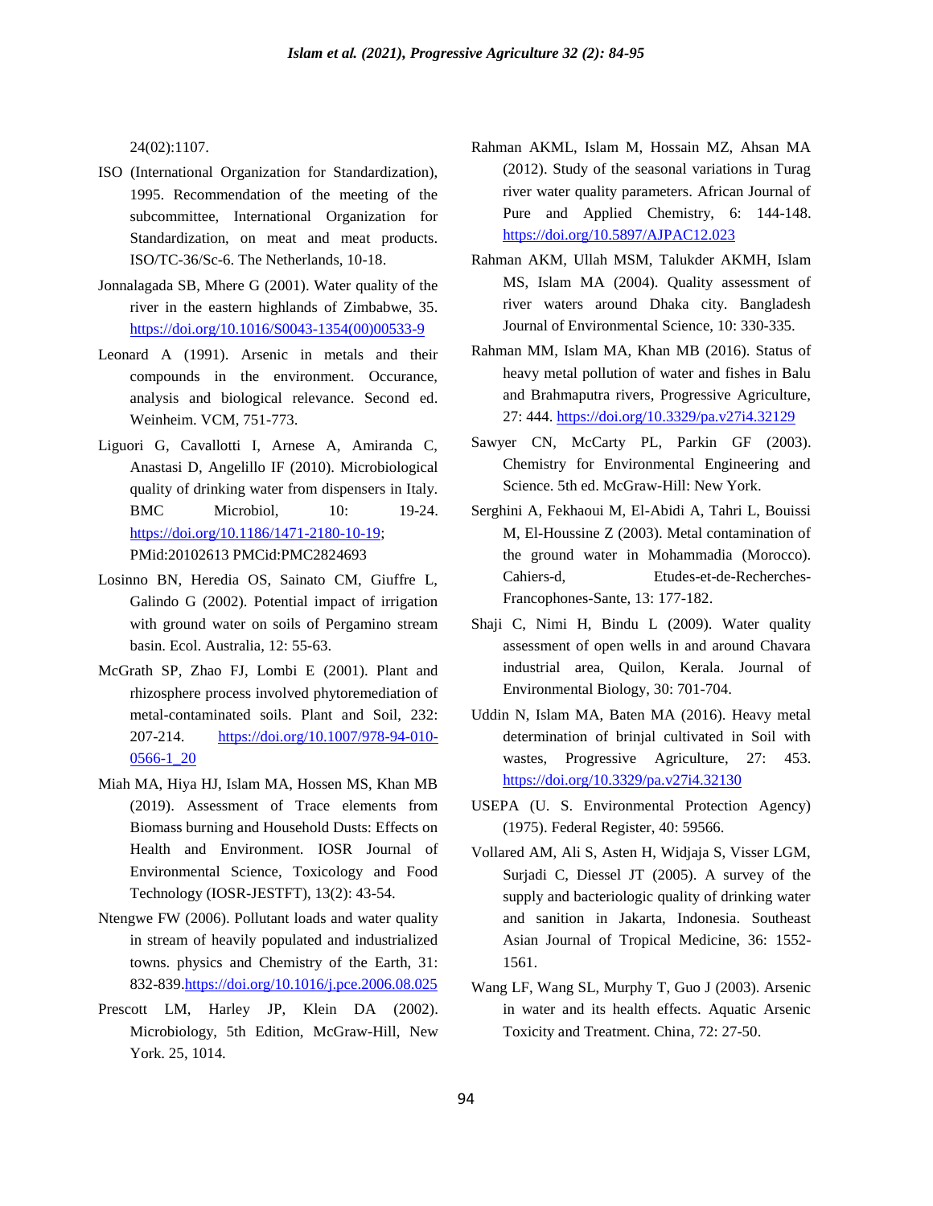24(02):1107.

ISO (International Organization for Standardization), 1995. Recommendation of the meeting of the subcommittee, International Organization for Standardization, on meat and meat products. ISO/TC-36/Sc-6. The Netherlands, 10-18.

Jonnalagada SB, Mhere G (2001). Water quality of the river in the eastern highlands of Zimbabwe, 35. https://doi.org/10.1016/S0043-1354(00)00533-9

Leonard A (1991). Arsenic in metals and their compounds in the environment. Occurance, analysis and biological relevance. Second ed. Weinheim. VCM, 751-773.

Liguori G, Cavallotti I, Arnese A, Amiranda C, Anastasi D, Angelillo IF (2010). Microbiological quality of drinking water from dispensers in Italy. BMC Microbiol, 10: 19-24. https://doi.org/10.1186/1471-2180-10-19; PMid:20102613 PMCid:PMC2824693

Losinno BN, Heredia OS, Sainato CM, Giuffre L, Galindo G (2002). Potential impact of irrigation with ground water on soils of Pergamino stream basin. Ecol. Australia, 12: 55-63.

McGrath SP, Zhao FJ, Lombi E (2001). Plant and rhizosphere process involved phytoremediation of metal-contaminated soils. Plant and Soil, 232: 207-214. https://doi.org/10.1007/978-94-010-0566-1_20

Miah MA, Hiya HJ, Islam MA, Hossen MS, Khan MB (2019). Assessment of Trace elements from Biomass burning and Household Dusts: Effects on Health and Environment. IOSR Journal of Environmental Science, Toxicology and Food Technology (IOSR-JESTFT), 13(2): 43-54.

Ntengwe FW (2006). Pollutant loads and water quality in stream of heavily populated and industrialized towns. physics and Chemistry of the Earth, 31: 832-839.https://doi.org/10.1016/j.pce.2006.08.025

Prescott LM, Harley JP, Klein DA (2002). Microbiology, 5th Edition, McGraw-Hill, New York. 25, 1014.

Rahman AKML, Islam M, Hossain MZ, Ahsan MA (2012). Study of the seasonal variations in Turag river water quality parameters. African Journal of Pure and Applied Chemistry, 6: 144-148. https://doi.org/10.5897/AJPAC12.023

Rahman AKM, Ullah MSM, Talukder AKMH, Islam MS, Islam MA (2004). Quality assessment of river waters around Dhaka city. Bangladesh Journal of Environmental Science, 10: 330-335.

Rahman MM, Islam MA, Khan MB (2016). Status of heavy metal pollution of water and fishes in Balu and Brahmaputra rivers, Progressive Agriculture, 27: 444. https://doi.org/10.3329/pa.v27i4.32129

Sawyer CN, McCarty PL, Parkin GF (2003). Chemistry for Environmental Engineering and Science. 5th ed. McGraw-Hill: New York.

Serghini A, Fekhaoui M, El-Abidi A, Tahri L, Bouissi M, El-Houssine Z (2003). Metal contamination of the ground water in Mohammadia (Morocco). Cahiers-d, Etudes-et-de-Recherches-Francophones-Sante, 13: 177-182.

Shaji C, Nimi H, Bindu L (2009). Water quality assessment of open wells in and around Chavara industrial area, Quilon, Kerala. Journal of Environmental Biology, 30: 701-704.

Uddin N, Islam MA, Baten MA (2016). Heavy metal determination of brinjal cultivated in Soil with wastes, Progressive Agriculture, 27: 453. https://doi.org/10.3329/pa.v27i4.32130

USEPA (U. S. Environmental Protection Agency) (1975). Federal Register, 40: 59566.

Vollared AM, Ali S, Asten H, Widjaja S, Visser LGM, Surjadi C, Diessel JT (2005). A survey of the supply and bacteriologic quality of drinking water and sanition in Jakarta, Indonesia. Southeast Asian Journal of Tropical Medicine, 36: 1552-1561.

Wang LF, Wang SL, Murphy T, Guo J (2003). Arsenic in water and its health effects. Aquatic Arsenic Toxicity and Treatment. China, 72: 27-50.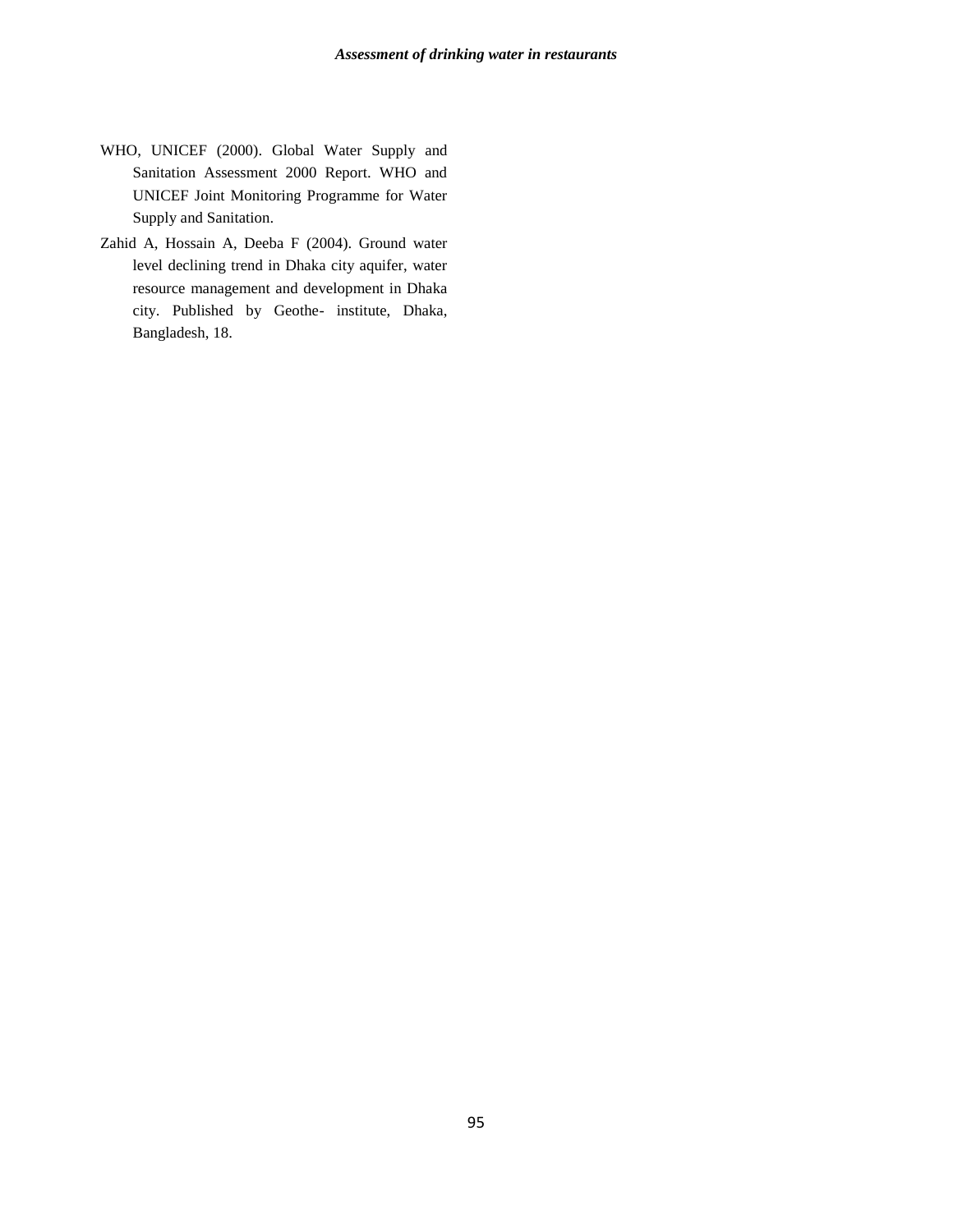WHO, UNICEF (2000). Global Water Supply and Sanitation Assessment 2000 Report. WHO and UNICEF Joint Monitoring Programme for Water Supply and Sanitation.

Zahid A, Hossain A, Deeba F (2004). Ground water level declining trend in Dhaka city aquifer, water resource management and development in Dhaka city. Published by Geothe- institute, Dhaka, Bangladesh, 18.